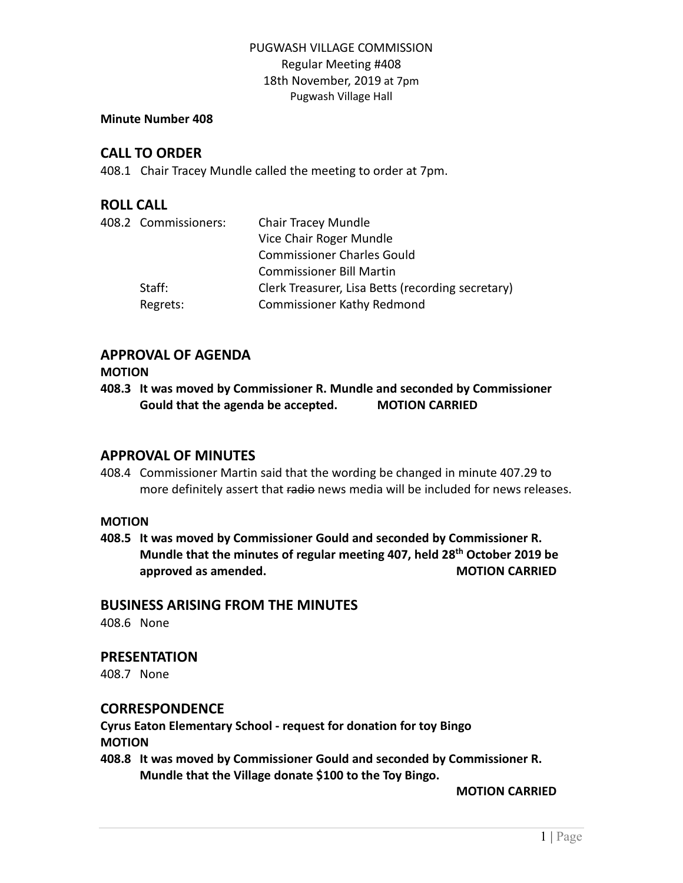PUGWASH VILLAGE COMMISSION
Regular Meeting #408
18th November, 2019 at 7pm
Pugwash Village Hall

**Minute Number 408**

## CALL TO ORDER

408.1 Chair Tracey Mundle called the meeting to order at 7pm.

## ROLL CALL

| | | |
|---|---|---|
| 408.2 | Commissioners: | Chair Tracey Mundle |
| | | Vice Chair Roger Mundle |
| | | Commissioner Charles Gould |
| | | Commissioner Bill Martin |
| | Staff: | Clerk Treasurer, Lisa Betts (recording secretary) |
| | Regrets: | Commissioner Kathy Redmond |

## APPROVAL OF AGENDA

**MOTION**

**408.3 It was moved by Commissioner R. Mundle and seconded by Commissioner Gould that the agenda be accepted. MOTION CARRIED**

## APPROVAL OF MINUTES

408.4 Commissioner Martin said that the wording be changed in minute 407.29 to more definitely assert that ~~radio~~ news media will be included for news releases.

**MOTION**

**408.5 It was moved by Commissioner Gould and seconded by Commissioner R. Mundle that the minutes of regular meeting 407, held 28th October 2019 be approved as amended. MOTION CARRIED**

## BUSINESS ARISING FROM THE MINUTES

408.6 None

## PRESENTATION

408.7 None

## CORRESPONDENCE

**Cyrus Eaton Elementary School - request for donation for toy Bingo**

**MOTION**

**408.8 It was moved by Commissioner Gould and seconded by Commissioner R. Mundle that the Village donate $100 to the Toy Bingo.**

**MOTION CARRIED**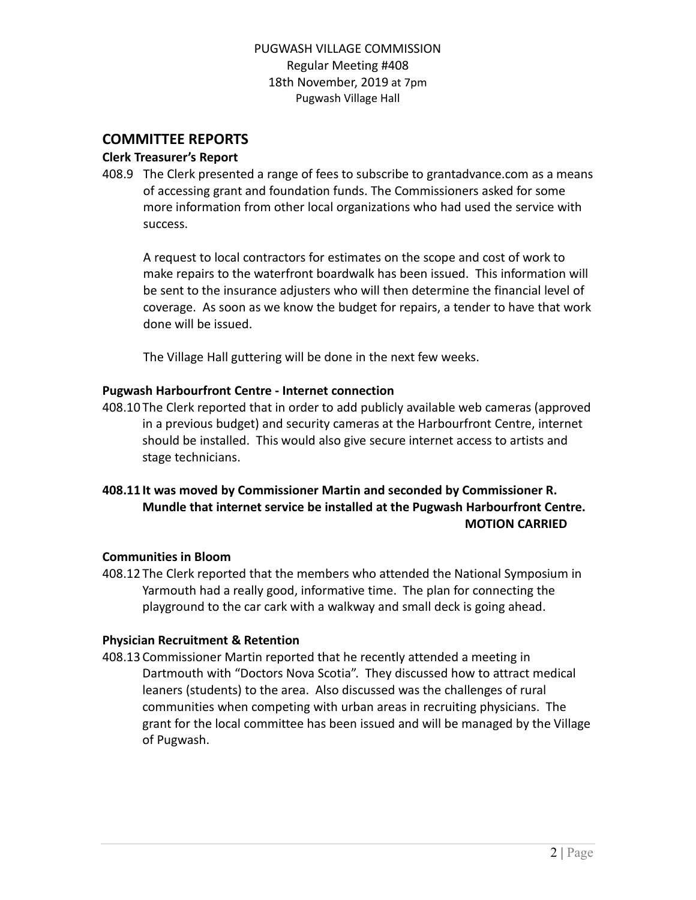## COMMITTEE REPORTS

### Clerk Treasurer's Report

408.9 The Clerk presented a range of fees to subscribe to grantadvance.com as a means of accessing grant and foundation funds. The Commissioners asked for some more information from other local organizations who had used the service with success.

A request to local contractors for estimates on the scope and cost of work to make repairs to the waterfront boardwalk has been issued. This information will be sent to the insurance adjusters who will then determine the financial level of coverage. As soon as we know the budget for repairs, a tender to have that work done will be issued.

The Village Hall guttering will be done in the next few weeks.

### Pugwash Harbourfront Centre - Internet connection

408.10 The Clerk reported that in order to add publicly available web cameras (approved in a previous budget) and security cameras at the Harbourfront Centre, internet should be installed. This would also give secure internet access to artists and stage technicians.

**408.11 It was moved by Commissioner Martin and seconded by Commissioner R. Mundle that internet service be installed at the Pugwash Harbourfront Centre.**
**MOTION CARRIED**

### Communities in Bloom

408.12 The Clerk reported that the members who attended the National Symposium in Yarmouth had a really good, informative time. The plan for connecting the playground to the car cark with a walkway and small deck is going ahead.

### Physician Recruitment & Retention

408.13 Commissioner Martin reported that he recently attended a meeting in Dartmouth with "Doctors Nova Scotia". They discussed how to attract medical leaners (students) to the area. Also discussed was the challenges of rural communities when competing with urban areas in recruiting physicians. The grant for the local committee has been issued and will be managed by the Village of Pugwash.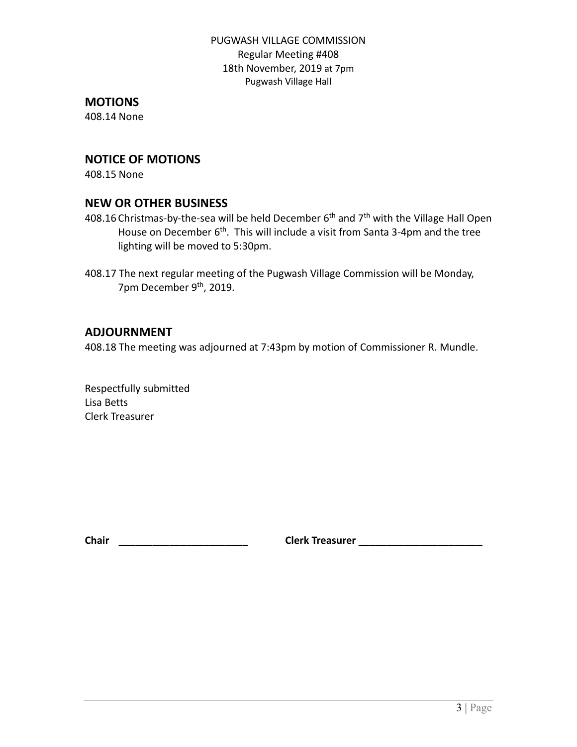PUGWASH VILLAGE COMMISSION
Regular Meeting #408
18th November, 2019 at 7pm
Pugwash Village Hall

## MOTIONS

408.14 None

## NOTICE OF MOTIONS

408.15 None

## NEW OR OTHER BUSINESS

408.16 Christmas-by-the-sea will be held December 6th and 7th with the Village Hall Open House on December 6th. This will include a visit from Santa 3-4pm and the tree lighting will be moved to 5:30pm.

408.17 The next regular meeting of the Pugwash Village Commission will be Monday, 7pm December 9th, 2019.

## ADJOURNMENT

408.18 The meeting was adjourned at 7:43pm by motion of Commissioner R. Mundle.

Respectfully submitted
Lisa Betts
Clerk Treasurer

**Chair** ________________________ **Clerk Treasurer** ______________________